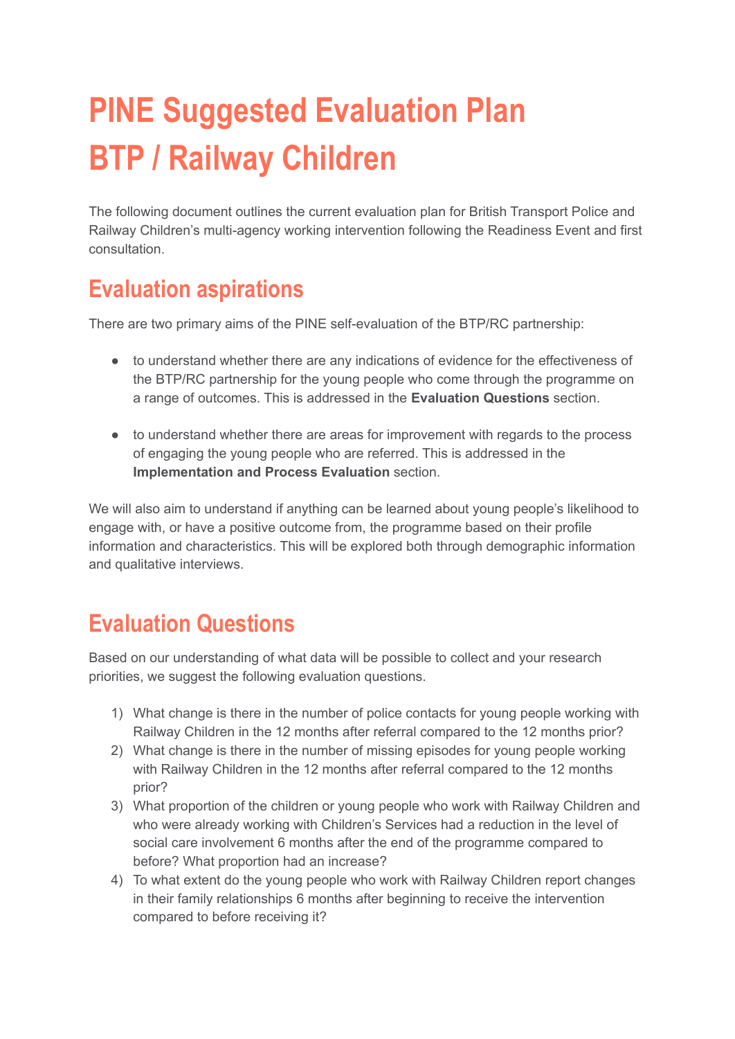# PINE Suggested Evaluation Plan BTP / Railway Children

The following document outlines the current evaluation plan for British Transport Police and Railway Children's multi-agency working intervention following the Readiness Event and first consultation.

## Evaluation aspirations

There are two primary aims of the PINE self-evaluation of the BTP/RC partnership:

- to understand whether there are any indications of evidence for the effectiveness of the BTP/RC partnership for the young people who come through the programme on a range of outcomes. This is addressed in the **Evaluation Questions** section.

- to understand whether there are areas for improvement with regards to the process of engaging the young people who are referred. This is addressed in the **Implementation and Process Evaluation** section.

We will also aim to understand if anything can be learned about young people's likelihood to engage with, or have a positive outcome from, the programme based on their profile information and characteristics. This will be explored both through demographic information and qualitative interviews.

## Evaluation Questions

Based on our understanding of what data will be possible to collect and your research priorities, we suggest the following evaluation questions.

1) What change is there in the number of police contacts for young people working with Railway Children in the 12 months after referral compared to the 12 months prior?
2) What change is there in the number of missing episodes for young people working with Railway Children in the 12 months after referral compared to the 12 months prior?
3) What proportion of the children or young people who work with Railway Children and who were already working with Children's Services had a reduction in the level of social care involvement 6 months after the end of the programme compared to before? What proportion had an increase?
4) To what extent do the young people who work with Railway Children report changes in their family relationships 6 months after beginning to receive the intervention compared to before receiving it?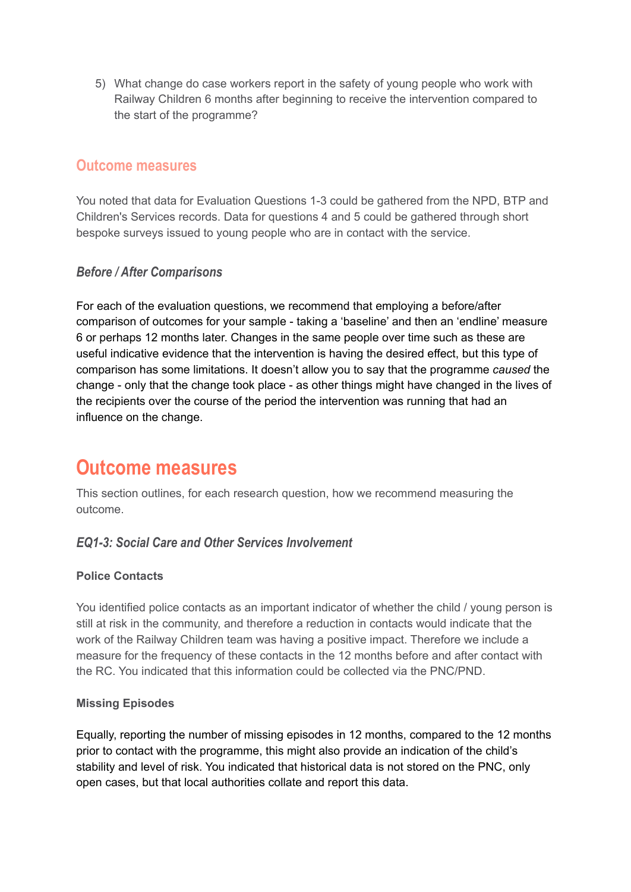5) What change do case workers report in the safety of young people who work with Railway Children 6 months after beginning to receive the intervention compared to the start of the programme?

### Outcome measures

You noted that data for Evaluation Questions 1-3 could be gathered from the NPD, BTP and Children's Services records. Data for questions 4 and 5 could be gathered through short bespoke surveys issued to young people who are in contact with the service.

#### *Before / After Comparisons*

For each of the evaluation questions, we recommend that employing a before/after comparison of outcomes for your sample - taking a 'baseline' and then an 'endline' measure 6 or perhaps 12 months later. Changes in the same people over time such as these are useful indicative evidence that the intervention is having the desired effect, but this type of comparison has some limitations. It doesn't allow you to say that the programme *caused* the change - only that the change took place - as other things might have changed in the lives of the recipients over the course of the period the intervention was running that had an influence on the change.

## Outcome measures

This section outlines, for each research question, how we recommend measuring the outcome.

### *EQ1-3: Social Care and Other Services Involvement*

**Police Contacts**

You identified police contacts as an important indicator of whether the child / young person is still at risk in the community, and therefore a reduction in contacts would indicate that the work of the Railway Children team was having a positive impact. Therefore we include a measure for the frequency of these contacts in the 12 months before and after contact with the RC. You indicated that this information could be collected via the PNC/PND.

**Missing Episodes**

Equally, reporting the number of missing episodes in 12 months, compared to the 12 months prior to contact with the programme, this might also provide an indication of the child's stability and level of risk. You indicated that historical data is not stored on the PNC, only open cases, but that local authorities collate and report this data.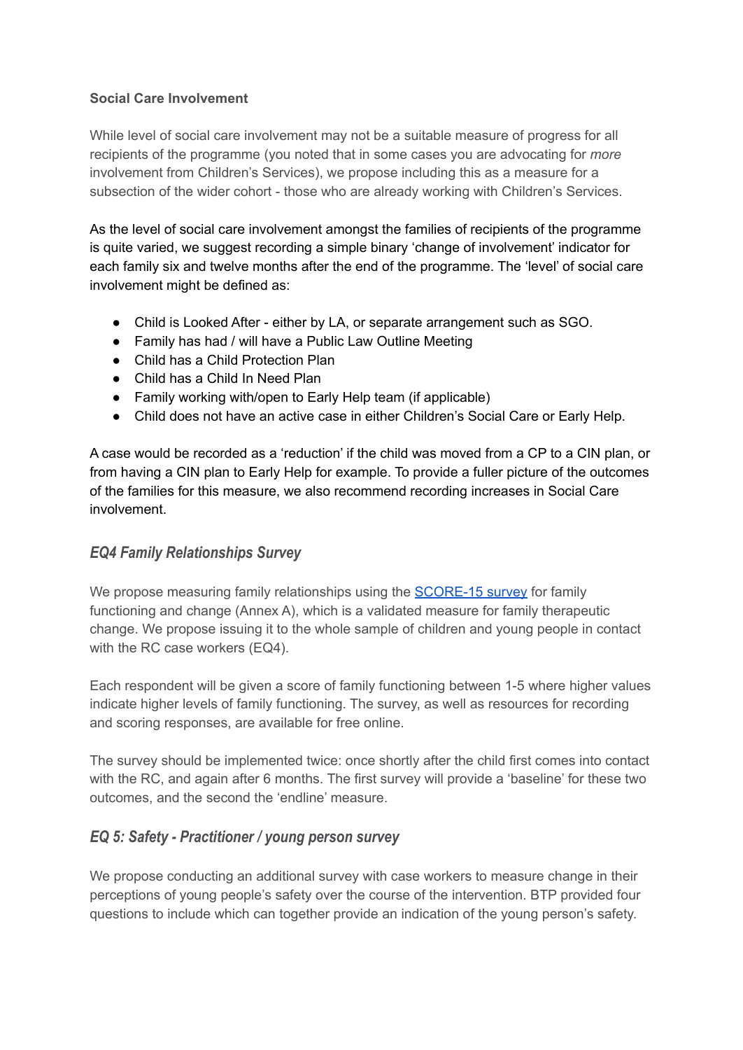**Social Care Involvement**

While level of social care involvement may not be a suitable measure of progress for all recipients of the programme (you noted that in some cases you are advocating for *more* involvement from Children's Services), we propose including this as a measure for a subsection of the wider cohort - those who are already working with Children's Services.

As the level of social care involvement amongst the families of recipients of the programme is quite varied, we suggest recording a simple binary 'change of involvement' indicator for each family six and twelve months after the end of the programme. The 'level' of social care involvement might be defined as:

- Child is Looked After - either by LA, or separate arrangement such as SGO.
- Family has had / will have a Public Law Outline Meeting
- Child has a Child Protection Plan
- Child has a Child In Need Plan
- Family working with/open to Early Help team (if applicable)
- Child does not have an active case in either Children's Social Care or Early Help.

A case would be recorded as a 'reduction' if the child was moved from a CP to a CIN plan, or from having a CIN plan to Early Help for example. To provide a fuller picture of the outcomes of the families for this measure, we also recommend recording increases in Social Care involvement.

### *EQ4 Family Relationships Survey*

We propose measuring family relationships using the [SCORE-15 survey]() for family functioning and change (Annex A), which is a validated measure for family therapeutic change. We propose issuing it to the whole sample of children and young people in contact with the RC case workers (EQ4).

Each respondent will be given a score of family functioning between 1-5 where higher values indicate higher levels of family functioning. The survey, as well as resources for recording and scoring responses, are available for free online.

The survey should be implemented twice: once shortly after the child first comes into contact with the RC, and again after 6 months. The first survey will provide a 'baseline' for these two outcomes, and the second the 'endline' measure.

### *EQ 5: Safety - Practitioner / young person survey*

We propose conducting an additional survey with case workers to measure change in their perceptions of young people's safety over the course of the intervention. BTP provided four questions to include which can together provide an indication of the young person's safety.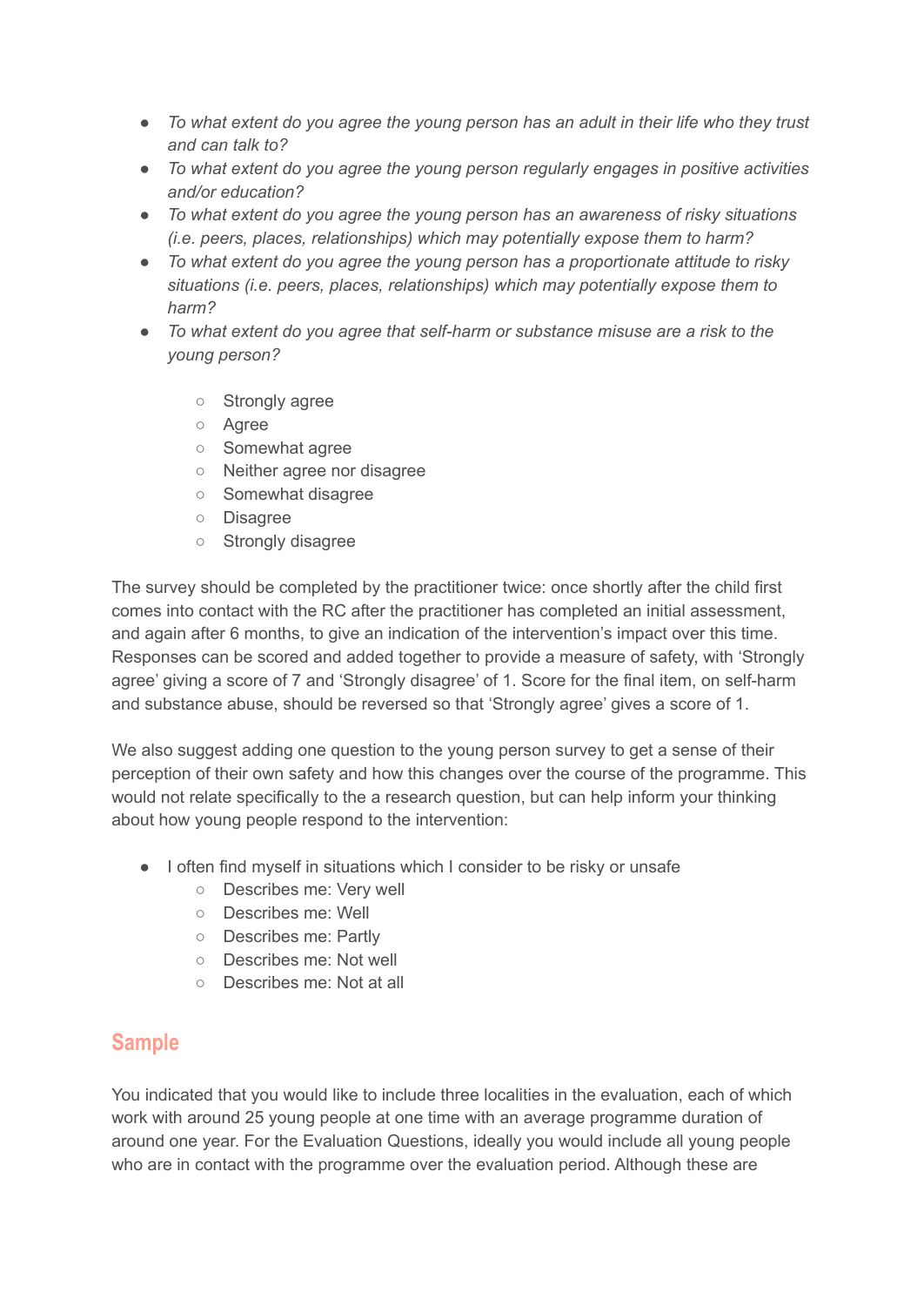- *To what extent do you agree the young person has an adult in their life who they trust and can talk to?*
- *To what extent do you agree the young person regularly engages in positive activities and/or education?*
- *To what extent do you agree the young person has an awareness of risky situations (i.e. peers, places, relationships) which may potentially expose them to harm?*
- *To what extent do you agree the young person has a proportionate attitude to risky situations (i.e. peers, places, relationships) which may potentially expose them to harm?*
- *To what extent do you agree that self-harm or substance misuse are a risk to the young person?*
    - Strongly agree
    - Agree
    - Somewhat agree
    - Neither agree nor disagree
    - Somewhat disagree
    - Disagree
    - Strongly disagree

The survey should be completed by the practitioner twice: once shortly after the child first comes into contact with the RC after the practitioner has completed an initial assessment, and again after 6 months, to give an indication of the intervention's impact over this time. Responses can be scored and added together to provide a measure of safety, with 'Strongly agree' giving a score of 7 and 'Strongly disagree' of 1. Score for the final item, on self-harm and substance abuse, should be reversed so that 'Strongly agree' gives a score of 1.

We also suggest adding one question to the young person survey to get a sense of their perception of their own safety and how this changes over the course of the programme. This would not relate specifically to the a research question, but can help inform your thinking about how young people respond to the intervention:

- I often find myself in situations which I consider to be risky or unsafe
    - Describes me: Very well
    - Describes me: Well
    - Describes me: Partly
    - Describes me: Not well
    - Describes me: Not at all

## Sample

You indicated that you would like to include three localities in the evaluation, each of which work with around 25 young people at one time with an average programme duration of around one year. For the Evaluation Questions, ideally you would include all young people who are in contact with the programme over the evaluation period. Although these are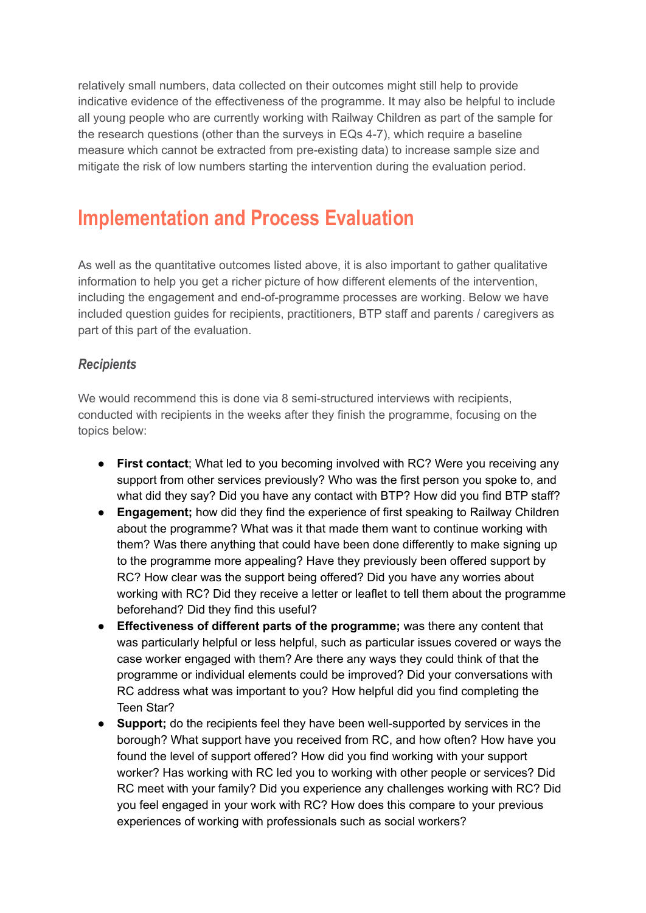relatively small numbers, data collected on their outcomes might still help to provide indicative evidence of the effectiveness of the programme. It may also be helpful to include all young people who are currently working with Railway Children as part of the sample for the research questions (other than the surveys in EQs 4-7), which require a baseline measure which cannot be extracted from pre-existing data) to increase sample size and mitigate the risk of low numbers starting the intervention during the evaluation period.

# Implementation and Process Evaluation

As well as the quantitative outcomes listed above, it is also important to gather qualitative information to help you get a richer picture of how different elements of the intervention, including the engagement and end-of-programme processes are working. Below we have included question guides for recipients, practitioners, BTP staff and parents / caregivers as part of this part of the evaluation.

### *Recipients*

We would recommend this is done via 8 semi-structured interviews with recipients, conducted with recipients in the weeks after they finish the programme, focusing on the topics below:

- **First contact**; What led to you becoming involved with RC? Were you receiving any support from other services previously? Who was the first person you spoke to, and what did they say? Did you have any contact with BTP? How did you find BTP staff?
- **Engagement;** how did they find the experience of first speaking to Railway Children about the programme? What was it that made them want to continue working with them? Was there anything that could have been done differently to make signing up to the programme more appealing? Have they previously been offered support by RC? How clear was the support being offered? Did you have any worries about working with RC? Did they receive a letter or leaflet to tell them about the programme beforehand? Did they find this useful?
- **Effectiveness of different parts of the programme;** was there any content that was particularly helpful or less helpful, such as particular issues covered or ways the case worker engaged with them? Are there any ways they could think of that the programme or individual elements could be improved? Did your conversations with RC address what was important to you? How helpful did you find completing the Teen Star?
- **Support;** do the recipients feel they have been well-supported by services in the borough? What support have you received from RC, and how often? How have you found the level of support offered? How did you find working with your support worker? Has working with RC led you to working with other people or services? Did RC meet with your family? Did you experience any challenges working with RC? Did you feel engaged in your work with RC? How does this compare to your previous experiences of working with professionals such as social workers?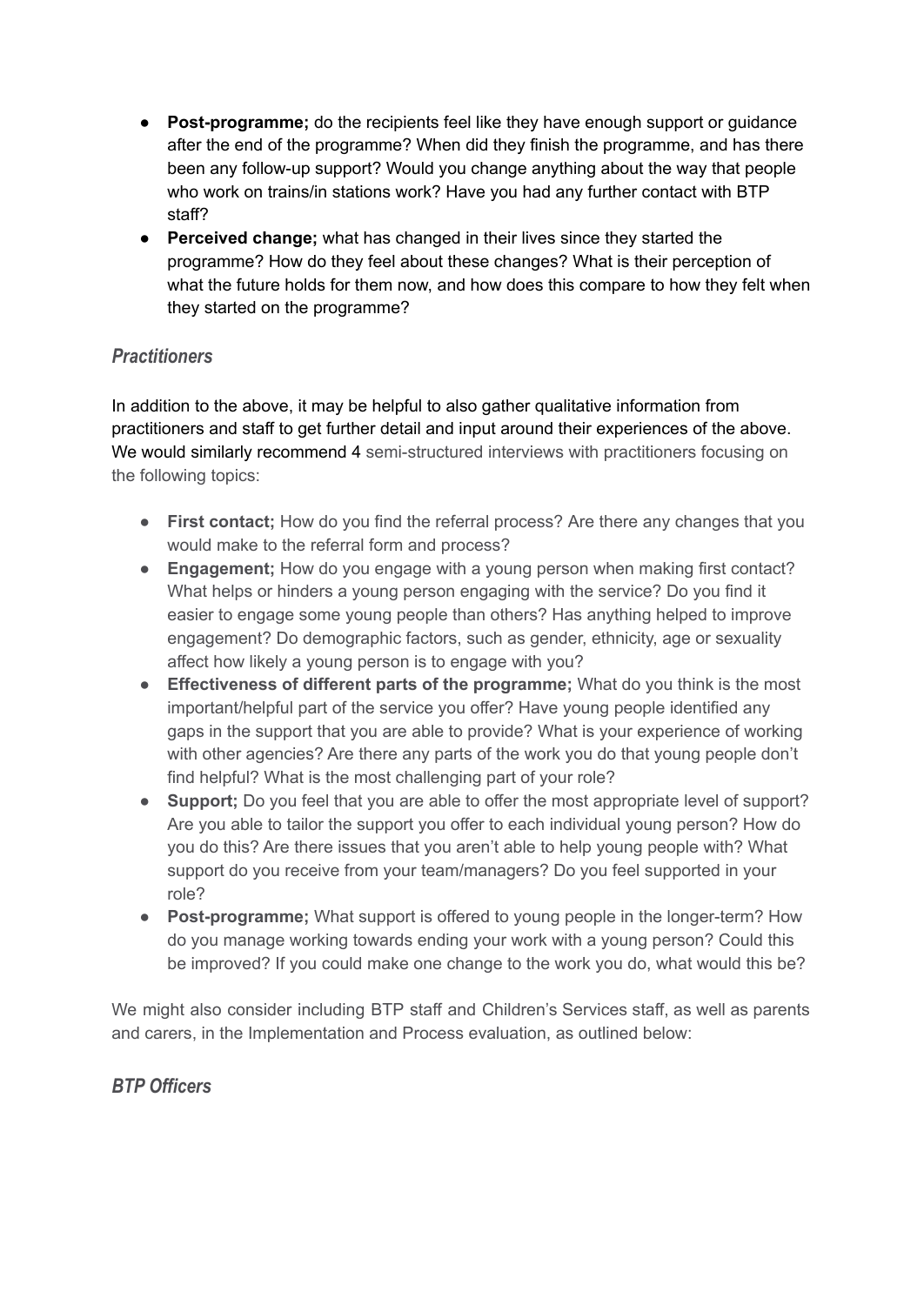- **Post-programme;** do the recipients feel like they have enough support or guidance after the end of the programme? When did they finish the programme, and has there been any follow-up support? Would you change anything about the way that people who work on trains/in stations work? Have you had any further contact with BTP staff?
- **Perceived change;** what has changed in their lives since they started the programme? How do they feel about these changes? What is their perception of what the future holds for them now, and how does this compare to how they felt when they started on the programme?

### *Practitioners*

In addition to the above, it may be helpful to also gather qualitative information from practitioners and staff to get further detail and input around their experiences of the above. We would similarly recommend 4 semi-structured interviews with practitioners focusing on the following topics:

- **First contact;** How do you find the referral process? Are there any changes that you would make to the referral form and process?
- **Engagement;** How do you engage with a young person when making first contact? What helps or hinders a young person engaging with the service? Do you find it easier to engage some young people than others? Has anything helped to improve engagement? Do demographic factors, such as gender, ethnicity, age or sexuality affect how likely a young person is to engage with you?
- **Effectiveness of different parts of the programme;** What do you think is the most important/helpful part of the service you offer? Have young people identified any gaps in the support that you are able to provide? What is your experience of working with other agencies? Are there any parts of the work you do that young people don't find helpful? What is the most challenging part of your role?
- **Support;** Do you feel that you are able to offer the most appropriate level of support? Are you able to tailor the support you offer to each individual young person? How do you do this? Are there issues that you aren't able to help young people with? What support do you receive from your team/managers? Do you feel supported in your role?
- **Post-programme;** What support is offered to young people in the longer-term? How do you manage working towards ending your work with a young person? Could this be improved? If you could make one change to the work you do, what would this be?

We might also consider including BTP staff and Children's Services staff, as well as parents and carers, in the Implementation and Process evaluation, as outlined below:

### *BTP Officers*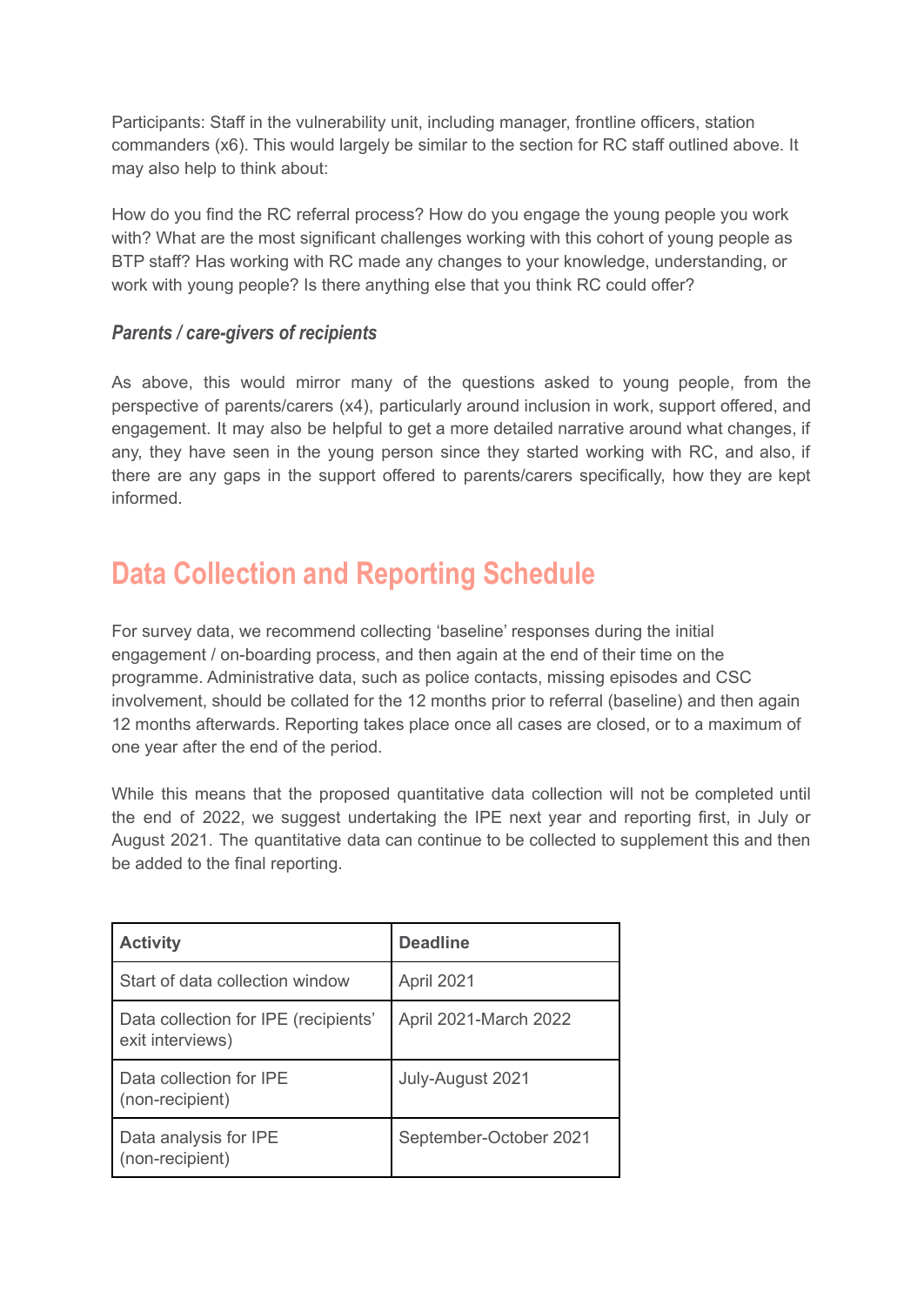Participants: Staff in the vulnerability unit, including manager, frontline officers, station commanders (x6). This would largely be similar to the section for RC staff outlined above. It may also help to think about:

How do you find the RC referral process? How do you engage the young people you work with? What are the most significant challenges working with this cohort of young people as BTP staff? Has working with RC made any changes to your knowledge, understanding, or work with young people? Is there anything else that you think RC could offer?

### *Parents / care-givers of recipients*

As above, this would mirror many of the questions asked to young people, from the perspective of parents/carers (x4), particularly around inclusion in work, support offered, and engagement. It may also be helpful to get a more detailed narrative around what changes, if any, they have seen in the young person since they started working with RC, and also, if there are any gaps in the support offered to parents/carers specifically, how they are kept informed.

## Data Collection and Reporting Schedule

For survey data, we recommend collecting 'baseline' responses during the initial engagement / on-boarding process, and then again at the end of their time on the programme. Administrative data, such as police contacts, missing episodes and CSC involvement, should be collated for the 12 months prior to referral (baseline) and then again 12 months afterwards. Reporting takes place once all cases are closed, or to a maximum of one year after the end of the period.

While this means that the proposed quantitative data collection will not be completed until the end of 2022, we suggest undertaking the IPE next year and reporting first, in July or August 2021. The quantitative data can continue to be collected to supplement this and then be added to the final reporting.

| Activity | Deadline |
|---|---|
| Start of data collection window | April 2021 |
| Data collection for IPE (recipients' exit interviews) | April 2021-March 2022 |
| Data collection for IPE (non-recipient) | July-August 2021 |
| Data analysis for IPE (non-recipient) | September-October 2021 |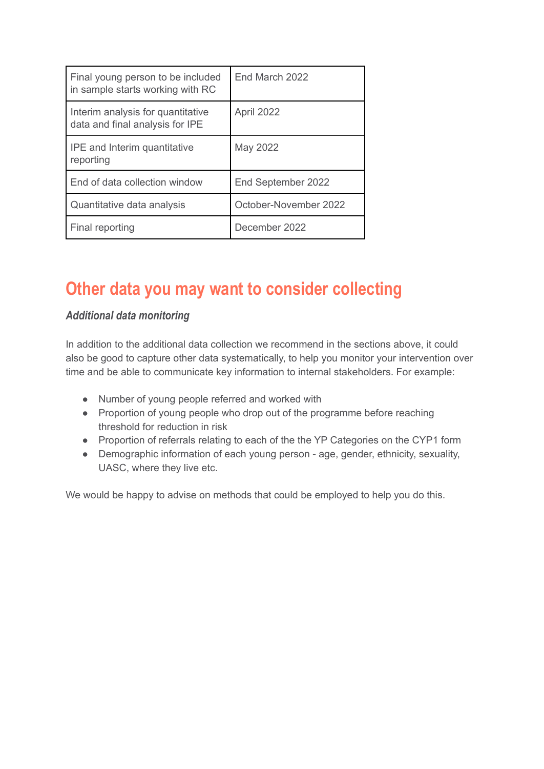| Final young person to be included in sample starts working with RC | End March 2022 |
|---|---|
| Interim analysis for quantitative data and final analysis for IPE | April 2022 |
| IPE and Interim quantitative reporting | May 2022 |
| End of data collection window | End September 2022 |
| Quantitative data analysis | October-November 2022 |
| Final reporting | December 2022 |

## Other data you may want to consider collecting

***Additional data monitoring***

In addition to the additional data collection we recommend in the sections above, it could also be good to capture other data systematically, to help you monitor your intervention over time and be able to communicate key information to internal stakeholders. For example:

- Number of young people referred and worked with
- Proportion of young people who drop out of the programme before reaching threshold for reduction in risk
- Proportion of referrals relating to each of the the YP Categories on the CYP1 form
- Demographic information of each young person - age, gender, ethnicity, sexuality, UASC, where they live etc.

We would be happy to advise on methods that could be employed to help you do this.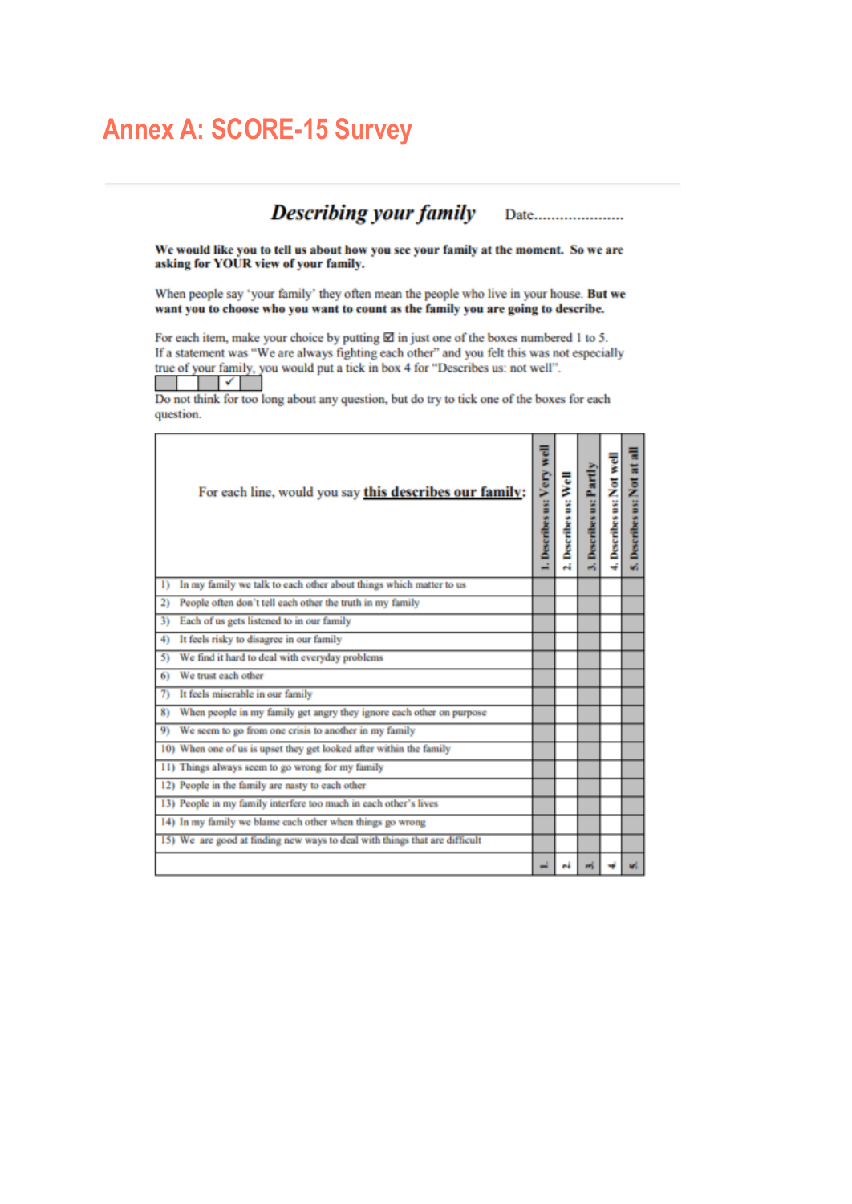# Annex A: SCORE-15 Survey

## *Describing your family*

Date.....................

**We would like you to tell us about how you see your family at the moment. So we are asking for YOUR view of your family.**

When people say 'your family' they often mean the people who live in your house. **But we want you to choose who you want to count as the family you are going to describe.**

For each item, make your choice by putting ☑ in just one of the boxes numbered 1 to 5. If a statement was "We are always fighting each other" and you felt this was not especially true of your family, you would put a tick in box 4 for "Describes us: not well".

| | | | ✓ | |
|---|---|---|---|---|

Do not think for too long about any question, but do try to tick one of the boxes for each question.

| For each line, would you say **this describes our family**: | 1. Describes us: Very well | 2. Describes us: Well | 3. Describes us: Partly | 4. Describes us: Not well | 5. Describes us: Not at all |
|---|---|---|---|---|---|
| 1) In my family we talk to each other about things which matter to us | | | | | |
| 2) People often don't tell each other the truth in my family | | | | | |
| 3) Each of us gets listened to in our family | | | | | |
| 4) It feels risky to disagree in our family | | | | | |
| 5) We find it hard to deal with everyday problems | | | | | |
| 6) We trust each other | | | | | |
| 7) It feels miserable in our family | | | | | |
| 8) When people in my family get angry they ignore each other on purpose | | | | | |
| 9) We seem to go from one crisis to another in my family | | | | | |
| 10) When one of us is upset they get looked after within the family | | | | | |
| 11) Things always seem to go wrong for my family | | | | | |
| 12) People in the family are nasty to each other | | | | | |
| 13) People in my family interfere too much in each other's lives | | | | | |
| 14) In my family we blame each other when things go wrong | | | | | |
| 15) We are good at finding new ways to deal with things that are difficult | | | | | |
| | 1. | 2. | 3. | 4. | 5. |